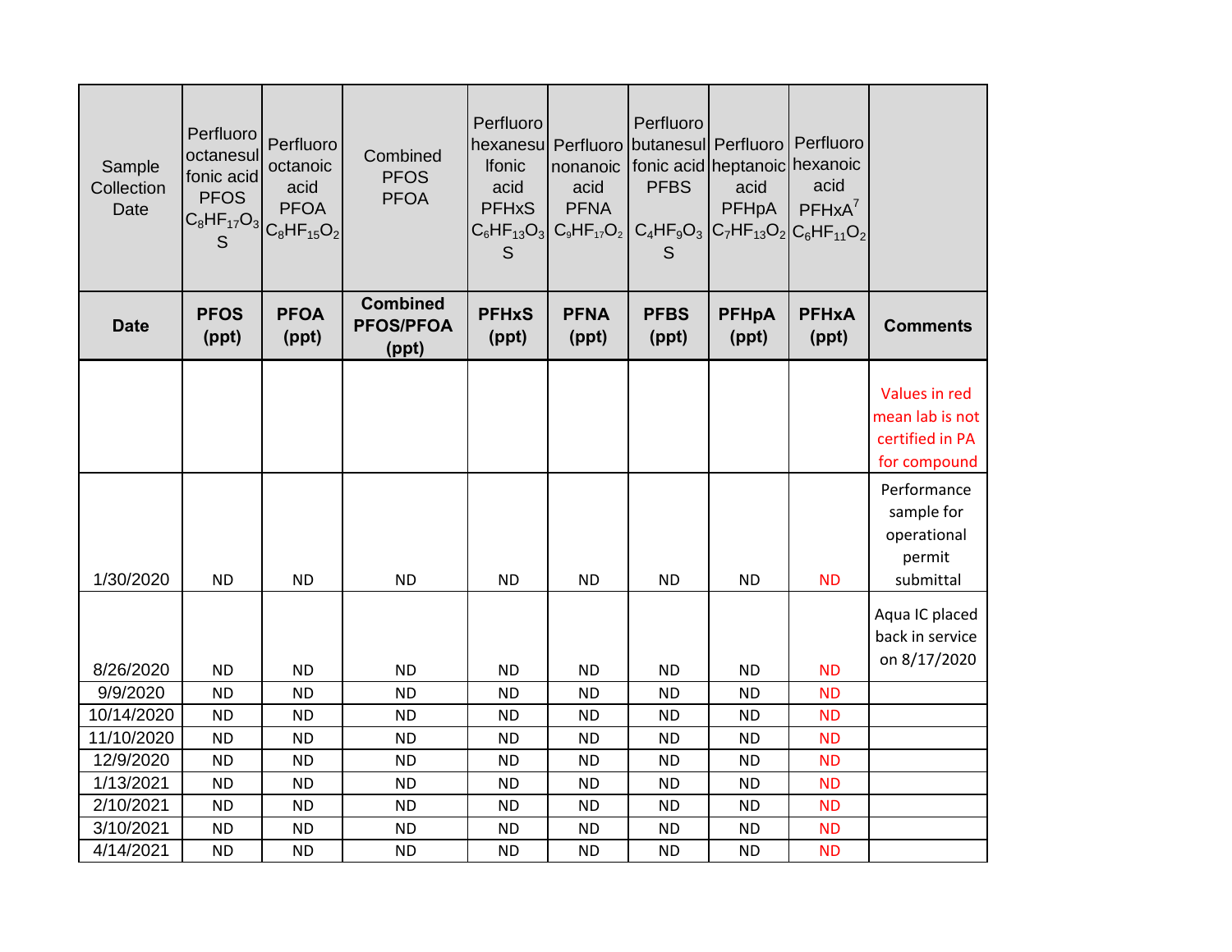| Sample Collection Date | Perfluorooctanesulfonic acid PFOS $C_8HF_{17}O_3S$ | Perfluorooctanoic acid PFOA $C_8HF_{15}O_2$ | Combined PFOS PFOA | Perfluorohexanesulfonic acid PFHxS $C_6HF_{13}O_3S$ | Perfluorononanoic acid PFNA $C_9HF_{17}O_2$ | Perfluorobutanesulfonic acid PFBS $C_4HF_9O_3S$ | Perfluoroheptanoic acid PFHpA $C_7HF_{13}O_2$ | Perfluorohexanoic acid PFHxA[7] $C_6HF_{11}O_2$ | |
|---|---|---|---|---|---|---|---|---|---|
| **Date** | **PFOS (ppt)** | **PFOA (ppt)** | **Combined PFOS/PFOA (ppt)** | **PFHxS (ppt)** | **PFNA (ppt)** | **PFBS (ppt)** | **PFHpA (ppt)** | **PFHxA (ppt)** | **Comments** |
| | | | | | | | | | Values in red mean lab is not certified in PA for compound |
| 1/30/2020 | ND | ND | ND | ND | ND | ND | ND | ND | Performance sample for operational permit submittal |
| 8/26/2020 | ND | ND | ND | ND | ND | ND | ND | ND | Aqua IC placed back in service on 8/17/2020 |
| 9/9/2020 | ND | ND | ND | ND | ND | ND | ND | ND | |
| 10/14/2020 | ND | ND | ND | ND | ND | ND | ND | ND | |
| 11/10/2020 | ND | ND | ND | ND | ND | ND | ND | ND | |
| 12/9/2020 | ND | ND | ND | ND | ND | ND | ND | ND | |
| 1/13/2021 | ND | ND | ND | ND | ND | ND | ND | ND | |
| 2/10/2021 | ND | ND | ND | ND | ND | ND | ND | ND | |
| 3/10/2021 | ND | ND | ND | ND | ND | ND | ND | ND | |
| 4/14/2021 | ND | ND | ND | ND | ND | ND | ND | ND | |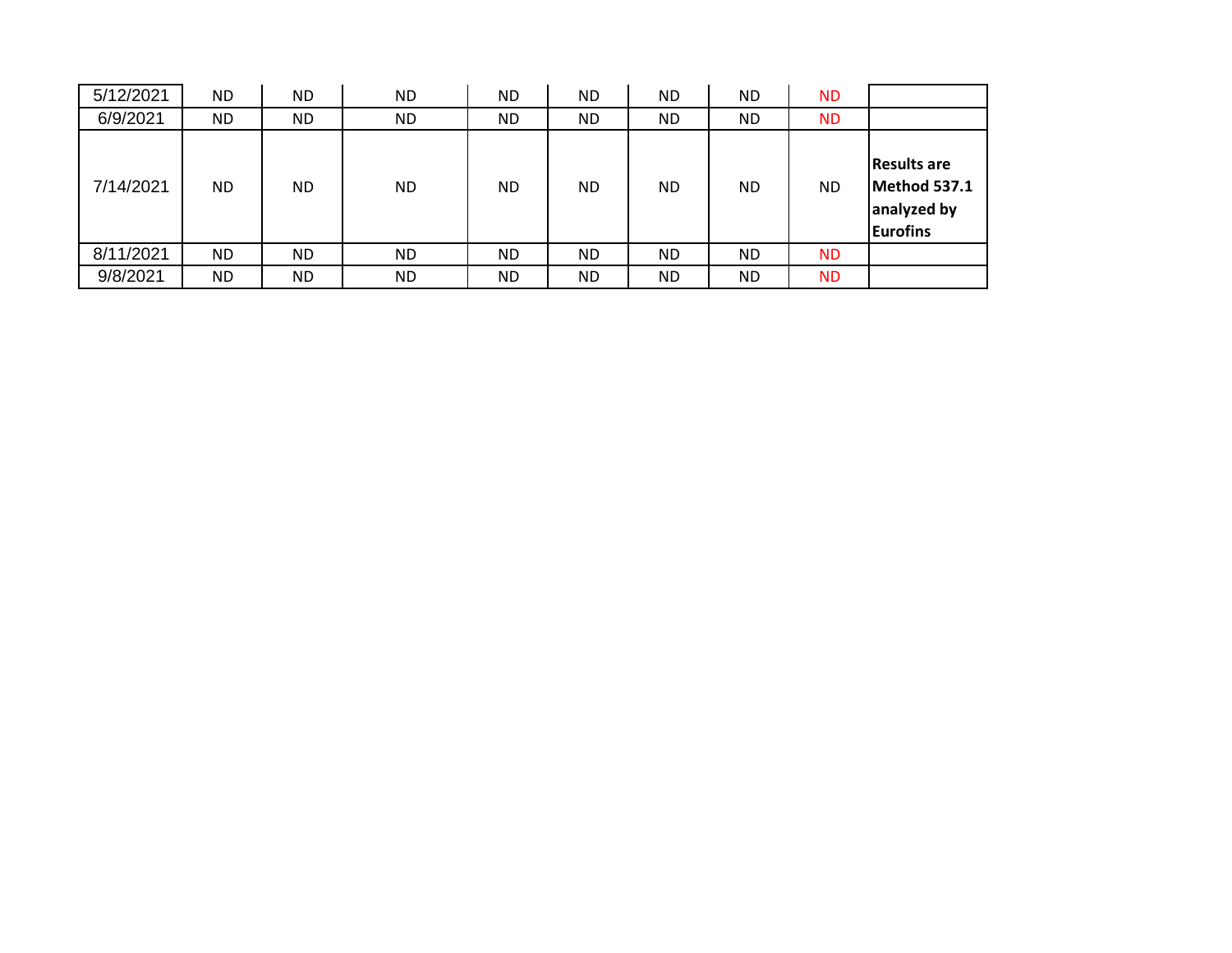| | | | | | | | | | |
|---|---|---|---|---|---|---|---|---|---|
| 5/12/2021 | ND | ND | ND | ND | ND | ND | ND | ND | |
| 6/9/2021 | ND | ND | ND | ND | ND | ND | ND | ND | |
| 7/14/2021 | ND | ND | ND | ND | ND | ND | ND | ND | **Results are Method 537.1 analyzed by Eurofins** |
| 8/11/2021 | ND | ND | ND | ND | ND | ND | ND | ND | |
| 9/8/2021 | ND | ND | ND | ND | ND | ND | ND | ND | |